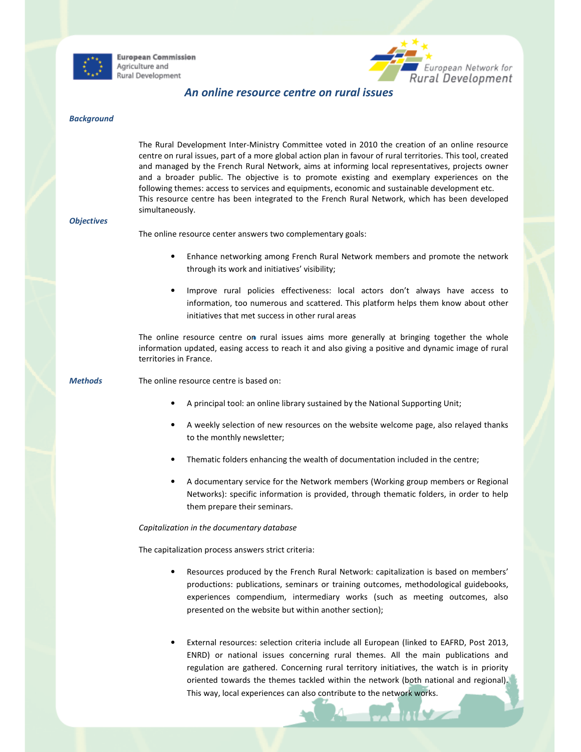European Commission
Agriculture and
Rural Development

European Network for
Rural Development

# An online resource centre on rural issues

### Background

The Rural Development Inter-Ministry Committee voted in 2010 the creation of an online resource centre on rural issues, part of a more global action plan in favour of rural territories. This tool, created and managed by the French Rural Network, aims at informing local representatives, projects owner and a broader public. The objective is to promote existing and exemplary experiences on the following themes: access to services and equipments, economic and sustainable development etc.
This resource centre has been integrated to the French Rural Network, which has been developed simultaneously.

### Objectives

The online resource center answers two complementary goals:

- Enhance networking among French Rural Network members and promote the network through its work and initiatives' visibility;
- Improve rural policies effectiveness: local actors don't always have access to information, too numerous and scattered. This platform helps them know about other initiatives that met success in other rural areas

The online resource centre on rural issues aims more generally at bringing together the whole information updated, easing access to reach it and also giving a positive and dynamic image of rural territories in France.

### Methods

The online resource centre is based on:

- A principal tool: an online library sustained by the National Supporting Unit;
- A weekly selection of new resources on the website welcome page, also relayed thanks to the monthly newsletter;
- Thematic folders enhancing the wealth of documentation included in the centre;
- A documentary service for the Network members (Working group members or Regional Networks): specific information is provided, through thematic folders, in order to help them prepare their seminars.

*Capitalization in the documentary database*

The capitalization process answers strict criteria:

- Resources produced by the French Rural Network: capitalization is based on members' productions: publications, seminars or training outcomes, methodological guidebooks, experiences compendium, intermediary works (such as meeting outcomes, also presented on the website but within another section);
- External resources: selection criteria include all European (linked to EAFRD, Post 2013, ENRD) or national issues concerning rural themes. All the main publications and regulation are gathered. Concerning rural territory initiatives, the watch is in priority oriented towards the themes tackled within the network (both national and regional). This way, local experiences can also contribute to the network works.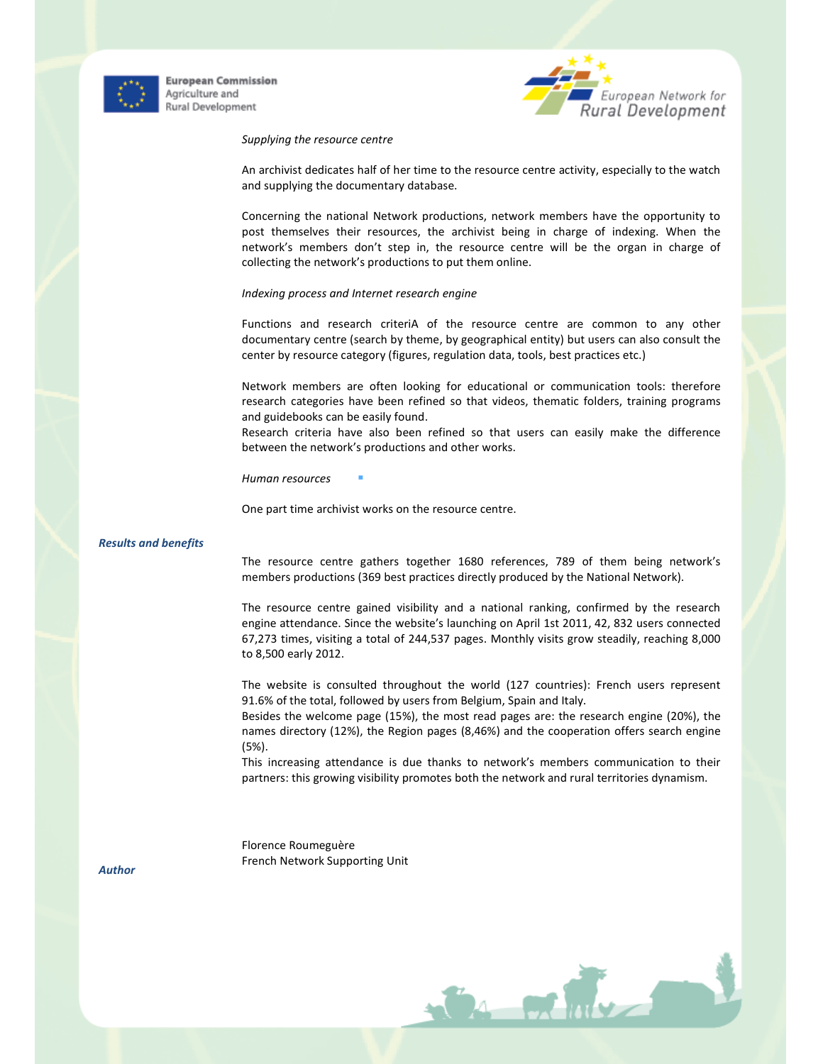*Supplying the resource centre*

An archivist dedicates half of her time to the resource centre activity, especially to the watch and supplying the documentary database.

Concerning the national Network productions, network members have the opportunity to post themselves their resources, the archivist being in charge of indexing. When the network's members don't step in, the resource centre will be the organ in charge of collecting the network's productions to put them online.

*Indexing process and Internet research engine*

Functions and research criteriA of the resource centre are common to any other documentary centre (search by theme, by geographical entity) but users can also consult the center by resource category (figures, regulation data, tools, best practices etc.)

Network members are often looking for educational or communication tools: therefore research categories have been refined so that videos, thematic folders, training programs and guidebooks can be easily found.

Research criteria have also been refined so that users can easily make the difference between the network's productions and other works.

*Human resources*

One part time archivist works on the resource centre.

***Results and benefits***

The resource centre gathers together 1680 references, 789 of them being network's members productions (369 best practices directly produced by the National Network).

The resource centre gained visibility and a national ranking, confirmed by the research engine attendance. Since the website's launching on April 1st 2011, 42, 832 users connected 67,273 times, visiting a total of 244,537 pages. Monthly visits grow steadily, reaching 8,000 to 8,500 early 2012.

The website is consulted throughout the world (127 countries): French users represent 91.6% of the total, followed by users from Belgium, Spain and Italy.

Besides the welcome page (15%), the most read pages are: the research engine (20%), the names directory (12%), the Region pages (8,46%) and the cooperation offers search engine (5%).

This increasing attendance is due thanks to network's members communication to their partners: this growing visibility promotes both the network and rural territories dynamism.

***Author***

Florence Roumeguère
French Network Supporting Unit